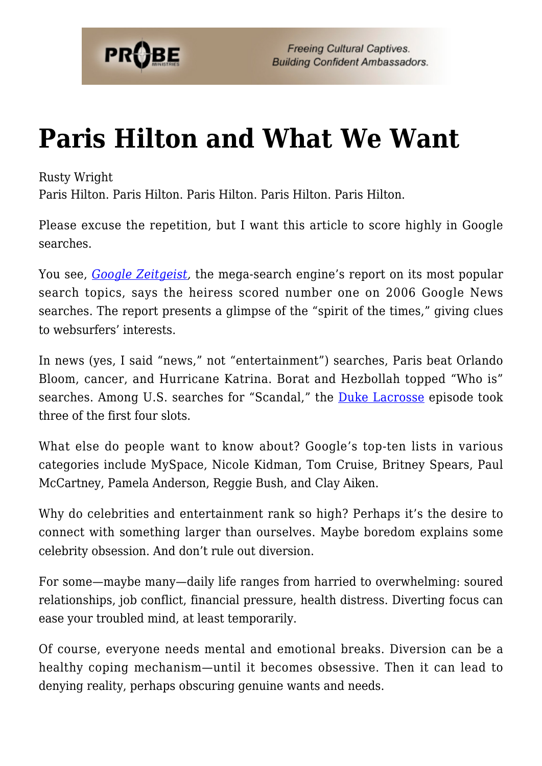# Paris Hilton and What We Want

Rusty Wright
Paris Hilton. Paris Hilton. Paris Hilton. Paris Hilton. Paris Hilton.

Please excuse the repetition, but I want this article to score highly in Google searches.

You see, *Google Zeitgeist*, the mega-search engine's report on its most popular search topics, says the heiress scored number one on 2006 Google News searches. The report presents a glimpse of the "spirit of the times," giving clues to websurfers' interests.

In news (yes, I said "news," not "entertainment") searches, Paris beat Orlando Bloom, cancer, and Hurricane Katrina. Borat and Hezbollah topped "Who is" searches. Among U.S. searches for "Scandal," the Duke Lacrosse episode took three of the first four slots.

What else do people want to know about? Google's top-ten lists in various categories include MySpace, Nicole Kidman, Tom Cruise, Britney Spears, Paul McCartney, Pamela Anderson, Reggie Bush, and Clay Aiken.

Why do celebrities and entertainment rank so high? Perhaps it's the desire to connect with something larger than ourselves. Maybe boredom explains some celebrity obsession. And don't rule out diversion.

For some—maybe many—daily life ranges from harried to overwhelming: soured relationships, job conflict, financial pressure, health distress. Diverting focus can ease your troubled mind, at least temporarily.

Of course, everyone needs mental and emotional breaks. Diversion can be a healthy coping mechanism—until it becomes obsessive. Then it can lead to denying reality, perhaps obscuring genuine wants and needs.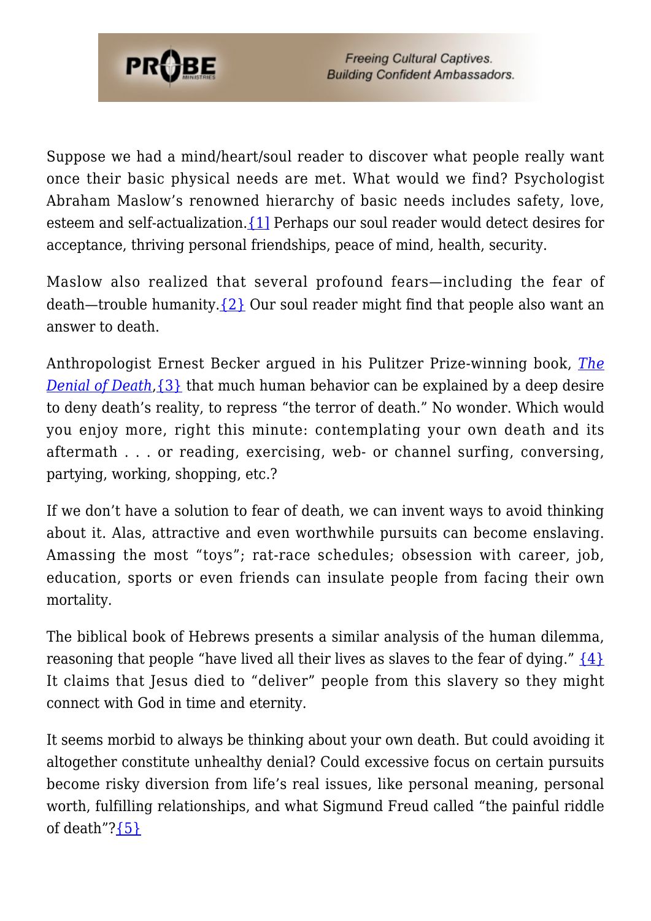Suppose we had a mind/heart/soul reader to discover what people really want once their basic physical needs are met. What would we find? Psychologist Abraham Maslow's renowned hierarchy of basic needs includes safety, love, esteem and self-actualization.{1} Perhaps our soul reader would detect desires for acceptance, thriving personal friendships, peace of mind, health, security.

Maslow also realized that several profound fears—including the fear of death—trouble humanity.{2} Our soul reader might find that people also want an answer to death.

Anthropologist Ernest Becker argued in his Pulitzer Prize-winning book, *The Denial of Death*,{3} that much human behavior can be explained by a deep desire to deny death's reality, to repress "the terror of death." No wonder. Which would you enjoy more, right this minute: contemplating your own death and its aftermath . . . or reading, exercising, web- or channel surfing, conversing, partying, working, shopping, etc.?

If we don't have a solution to fear of death, we can invent ways to avoid thinking about it. Alas, attractive and even worthwhile pursuits can become enslaving. Amassing the most "toys"; rat-race schedules; obsession with career, job, education, sports or even friends can insulate people from facing their own mortality.

The biblical book of Hebrews presents a similar analysis of the human dilemma, reasoning that people "have lived all their lives as slaves to the fear of dying." {4} It claims that Jesus died to "deliver" people from this slavery so they might connect with God in time and eternity.

It seems morbid to always be thinking about your own death. But could avoiding it altogether constitute unhealthy denial? Could excessive focus on certain pursuits become risky diversion from life's real issues, like personal meaning, personal worth, fulfilling relationships, and what Sigmund Freud called "the painful riddle of death"?{5}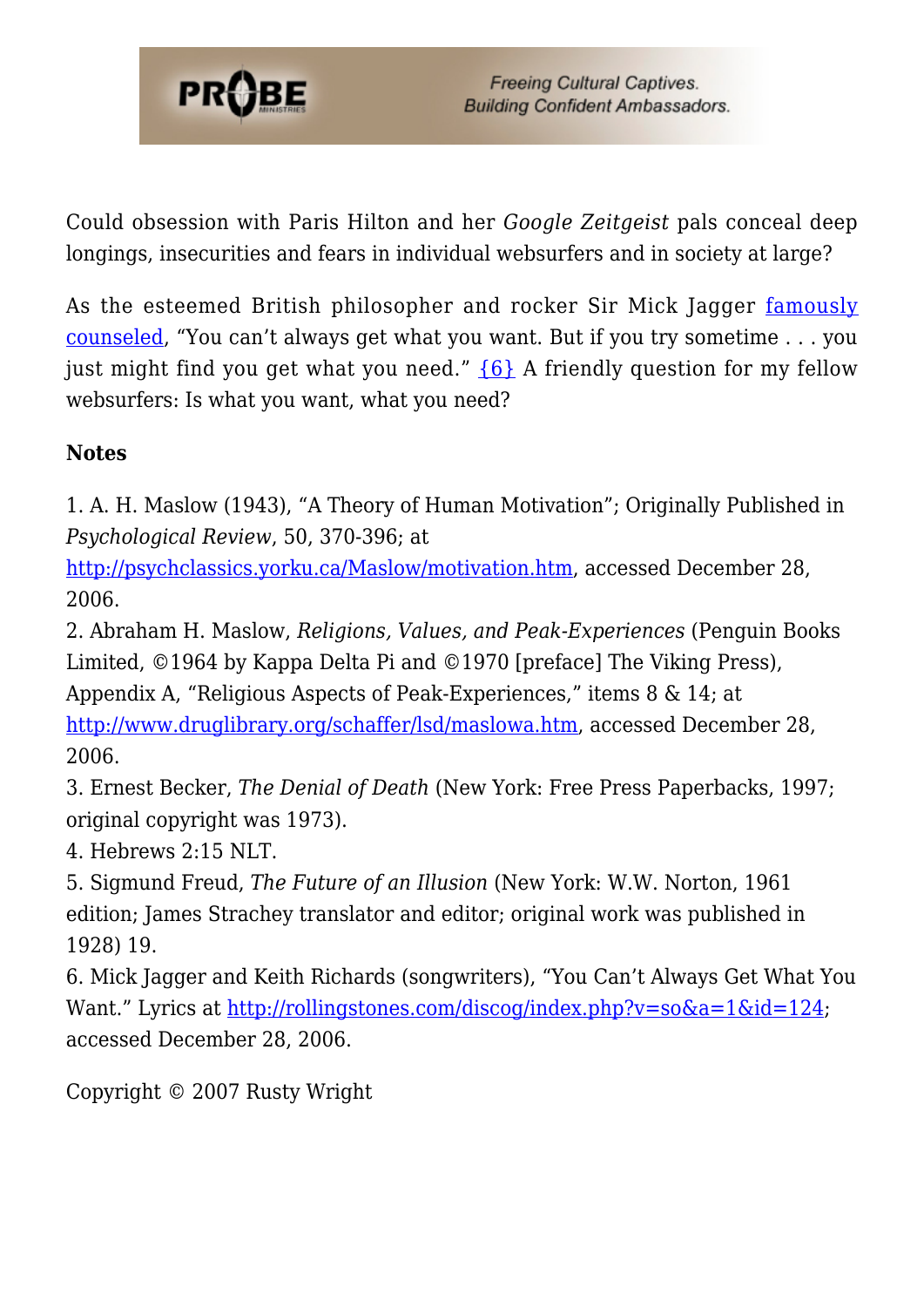Could obsession with Paris Hilton and her *Google Zeitgeist* pals conceal deep longings, insecurities and fears in individual websurfers and in society at large?

As the esteemed British philosopher and rocker Sir Mick Jagger famously counseled, "You can't always get what you want. But if you try sometime . . . you just might find you get what you need." {6} A friendly question for my fellow websurfers: Is what you want, what you need?

**Notes**

1. A. H. Maslow (1943), "A Theory of Human Motivation"; Originally Published in *Psychological Review*, 50, 370-396; at http://psychclassics.yorku.ca/Maslow/motivation.htm, accessed December 28, 2006.
2. Abraham H. Maslow, *Religions, Values, and Peak-Experiences* (Penguin Books Limited, ©1964 by Kappa Delta Pi and ©1970 [preface] The Viking Press), Appendix A, "Religious Aspects of Peak-Experiences," items 8 & 14; at http://www.druglibrary.org/schaffer/lsd/maslowa.htm, accessed December 28, 2006.
3. Ernest Becker, *The Denial of Death* (New York: Free Press Paperbacks, 1997; original copyright was 1973).
4. Hebrews 2:15 NLT.
5. Sigmund Freud, *The Future of an Illusion* (New York: W.W. Norton, 1961 edition; James Strachey translator and editor; original work was published in 1928) 19.
6. Mick Jagger and Keith Richards (songwriters), "You Can't Always Get What You Want." Lyrics at http://rollingstones.com/discog/index.php?v=so&a=1&id=124; accessed December 28, 2006.

Copyright © 2007 Rusty Wright